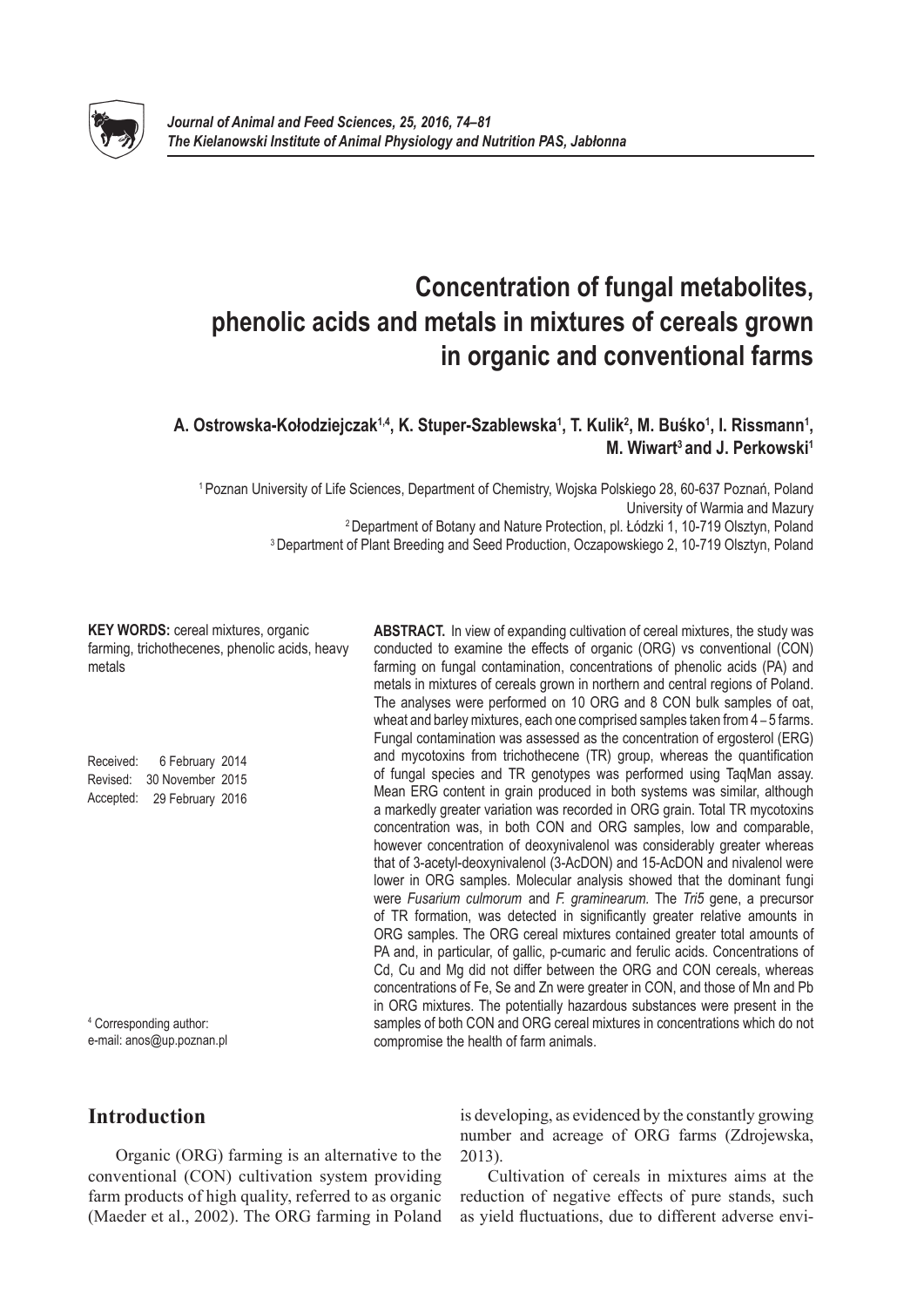# Concentration of fungal metabolites, phenolic acids and metals in mixtures of cereals grown in organic and conventional farms

**A. Ostrowska-Kołodziejczak[1,4], K. Stuper-Szablewska[1], T. Kulik[2], M. Buśko[1], I. Rissmann[1], M. Wiwart[3] and J. Perkowski[1]**

[1] Poznan University of Life Sciences, Department of Chemistry, Wojska Polskiego 28, 60-637 Poznań, Poland
University of Warmia and Mazury
[2] Department of Botany and Nature Protection, pl. Łódzki 1, 10-719 Olsztyn, Poland
[3] Department of Plant Breeding and Seed Production, Oczapowskiego 2, 10-719 Olsztyn, Poland

**KEY WORDS:** cereal mixtures, organic farming, trichothecenes, phenolic acids, heavy metals

Received: 6 February 2014
Revised: 30 November 2015
Accepted: 29 February 2016

[4] Corresponding author:
e-mail: anos@up.poznan.pl

**ABSTRACT.** In view of expanding cultivation of cereal mixtures, the study was conducted to examine the effects of organic (ORG) vs conventional (CON) farming on fungal contamination, concentrations of phenolic acids (PA) and metals in mixtures of cereals grown in northern and central regions of Poland. The analyses were performed on 10 ORG and 8 CON bulk samples of oat, wheat and barley mixtures, each one comprised samples taken from 4 – 5 farms. Fungal contamination was assessed as the concentration of ergosterol (ERG) and mycotoxins from trichothecene (TR) group, whereas the quantification of fungal species and TR genotypes was performed using TaqMan assay. Mean ERG content in grain produced in both systems was similar, although a markedly greater variation was recorded in ORG grain. Total TR mycotoxins concentration was, in both CON and ORG samples, low and comparable, however concentration of deoxynivalenol was considerably greater whereas that of 3-acetyl-deoxynivalenol (3-AcDON) and 15-AcDON and nivalenol were lower in ORG samples. Molecular analysis showed that the dominant fungi were *Fusarium culmorum* and *F. graminearum*. The *Tri5* gene, a precursor of TR formation, was detected in significantly greater relative amounts in ORG samples. The ORG cereal mixtures contained greater total amounts of PA and, in particular, of gallic, p-cumaric and ferulic acids. Concentrations of Cd, Cu and Mg did not differ between the ORG and CON cereals, whereas concentrations of Fe, Se and Zn were greater in CON, and those of Mn and Pb in ORG mixtures. The potentially hazardous substances were present in the samples of both CON and ORG cereal mixtures in concentrations which do not compromise the health of farm animals.

## Introduction

Organic (ORG) farming is an alternative to the conventional (CON) cultivation system providing farm products of high quality, referred to as organic (Maeder et al., 2002). The ORG farming in Poland is developing, as evidenced by the constantly growing number and acreage of ORG farms (Zdrojewska, 2013).

Cultivation of cereals in mixtures aims at the reduction of negative effects of pure stands, such as yield fluctuations, due to different adverse envi-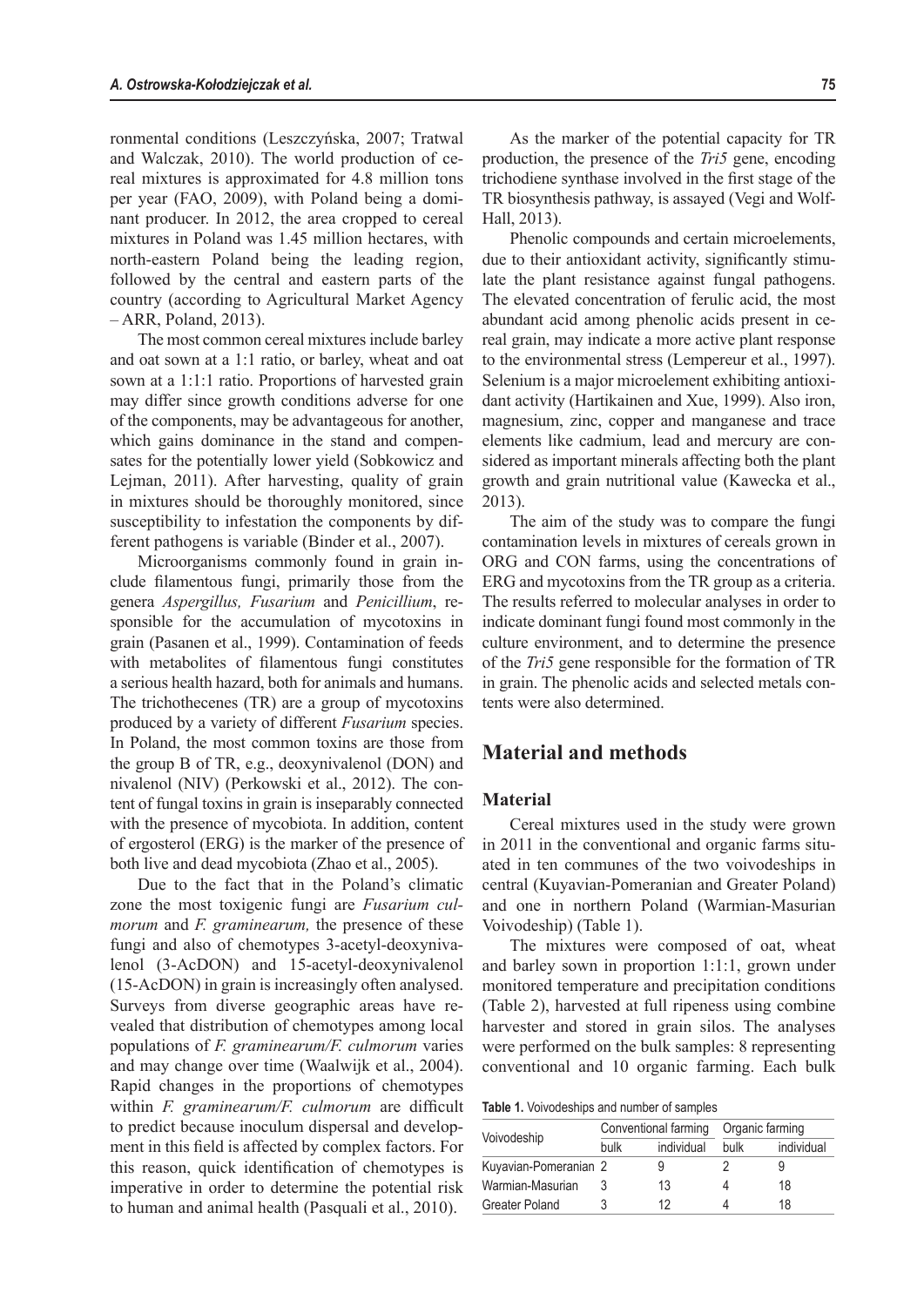ronmental conditions (Leszczyńska, 2007; Tratwal and Walczak, 2010). The world production of cereal mixtures is approximated for 4.8 million tons per year (FAO, 2009), with Poland being a dominant producer. In 2012, the area cropped to cereal mixtures in Poland was 1.45 million hectares, with north-eastern Poland being the leading region, followed by the central and eastern parts of the country (according to Agricultural Market Agency – ARR, Poland, 2013).

The most common cereal mixtures include barley and oat sown at a 1:1 ratio, or barley, wheat and oat sown at a 1:1:1 ratio. Proportions of harvested grain may differ since growth conditions adverse for one of the components, may be advantageous for another, which gains dominance in the stand and compensates for the potentially lower yield (Sobkowicz and Lejman, 2011). After harvesting, quality of grain in mixtures should be thoroughly monitored, since susceptibility to infestation the components by different pathogens is variable (Binder et al., 2007).

Microorganisms commonly found in grain include filamentous fungi, primarily those from the genera *Aspergillus, Fusarium* and *Penicillium*, responsible for the accumulation of mycotoxins in grain (Pasanen et al., 1999). Contamination of feeds with metabolites of filamentous fungi constitutes a serious health hazard, both for animals and humans. The trichothecenes (TR) are a group of mycotoxins produced by a variety of different *Fusarium* species. In Poland, the most common toxins are those from the group B of TR, e.g., deoxynivalenol (DON) and nivalenol (NIV) (Perkowski et al., 2012). The content of fungal toxins in grain is inseparably connected with the presence of mycobiota. In addition, content of ergosterol (ERG) is the marker of the presence of both live and dead mycobiota (Zhao et al., 2005).

Due to the fact that in the Poland's climatic zone the most toxigenic fungi are *Fusarium culmorum* and *F. graminearum,* the presence of these fungi and also of chemotypes 3-acetyl-deoxynivalenol (3-AcDON) and 15-acetyl-deoxynivalenol (15-AcDON) in grain is increasingly often analysed. Surveys from diverse geographic areas have revealed that distribution of chemotypes among local populations of *F. graminearum/F. culmorum* varies and may change over time (Waalwijk et al., 2004). Rapid changes in the proportions of chemotypes within *F. graminearum/F. culmorum* are difficult to predict because inoculum dispersal and development in this field is affected by complex factors. For this reason, quick identification of chemotypes is imperative in order to determine the potential risk to human and animal health (Pasquali et al., 2010).

As the marker of the potential capacity for TR production, the presence of the *Tri5* gene, encoding trichodiene synthase involved in the first stage of the TR biosynthesis pathway, is assayed (Vegi and Wolf-Hall, 2013).

Phenolic compounds and certain microelements, due to their antioxidant activity, significantly stimulate the plant resistance against fungal pathogens. The elevated concentration of ferulic acid, the most abundant acid among phenolic acids present in cereal grain, may indicate a more active plant response to the environmental stress (Lempereur et al., 1997). Selenium is a major microelement exhibiting antioxidant activity (Hartikainen and Xue, 1999). Also iron, magnesium, zinc, copper and manganese and trace elements like cadmium, lead and mercury are considered as important minerals affecting both the plant growth and grain nutritional value (Kawecka et al., 2013).

The aim of the study was to compare the fungi contamination levels in mixtures of cereals grown in ORG and CON farms, using the concentrations of ERG and mycotoxins from the TR group as a criteria. The results referred to molecular analyses in order to indicate dominant fungi found most commonly in the culture environment, and to determine the presence of the *Tri5* gene responsible for the formation of TR in grain. The phenolic acids and selected metals contents were also determined.

## Material and methods

### Material

Cereal mixtures used in the study were grown in 2011 in the conventional and organic farms situated in ten communes of the two voivodeships in central (Kuyavian-Pomeranian and Greater Poland) and one in northern Poland (Warmian-Masurian Voivodeship) (Table 1).

The mixtures were composed of oat, wheat and barley sown in proportion 1:1:1, grown under monitored temperature and precipitation conditions (Table 2), harvested at full ripeness using combine harvester and stored in grain silos. The analyses were performed on the bulk samples: 8 representing conventional and 10 organic farming. Each bulk

**Table 1.** Voivodeships and number of samples

| Voivodeship | Conventional farming | | Organic farming | |
|---|---|---|---|---|
| | bulk | individual | bulk | individual |
| Kuyavian-Pomeranian | 2 | 9 | 2 | 9 |
| Warmian-Masurian | 3 | 13 | 4 | 18 |
| Greater Poland | 3 | 12 | 4 | 18 |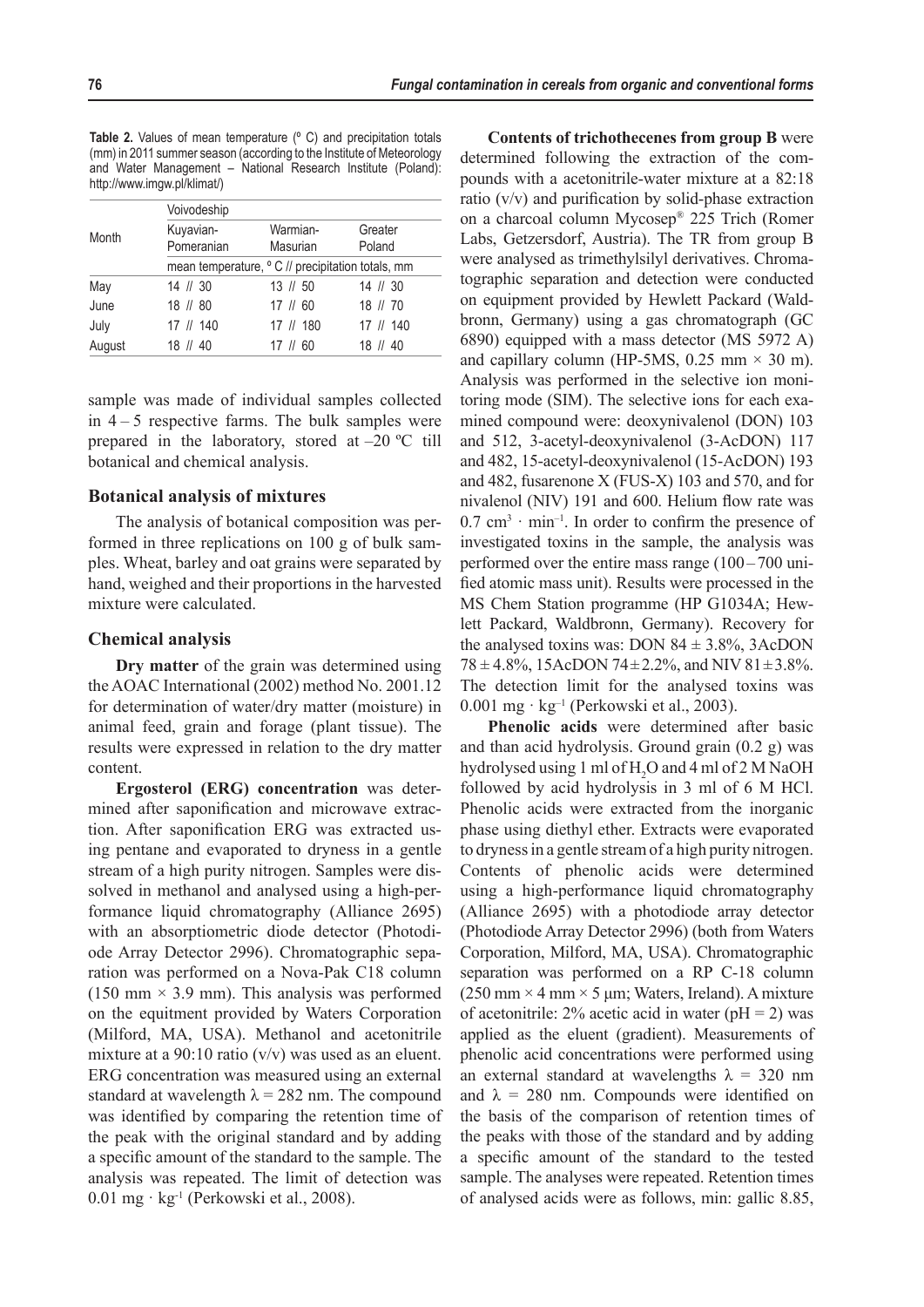**Table 2.** Values of mean temperature (º C) and precipitation totals (mm) in 2011 summer season (according to the Institute of Meteorology and Water Management – National Research Institute (Poland): http://www.imgw.pl/klimat/)

| Month | Voivodeship | | |
|---|---|---|---|
| | Kuyavian-Pomeranian | Warmian-Masurian | Greater Poland |
| | mean temperature, º C // precipitation totals, mm | | |
| May | 14 // 30 | 13 // 50 | 14 // 30 |
| June | 18 // 80 | 17 // 60 | 18 // 70 |
| July | 17 // 140 | 17 // 180 | 17 // 140 |
| August | 18 // 40 | 17 // 60 | 18 // 40 |

sample was made of individual samples collected in 4 – 5 respective farms. The bulk samples were prepared in the laboratory, stored at –20 ºC till botanical and chemical analysis.

### Botanical analysis of mixtures

The analysis of botanical composition was performed in three replications on 100 g of bulk samples. Wheat, barley and oat grains were separated by hand, weighed and their proportions in the harvested mixture were calculated.

### Chemical analysis

**Dry matter** of the grain was determined using the AOAC International (2002) method No. 2001.12 for determination of water/dry matter (moisture) in animal feed, grain and forage (plant tissue). The results were expressed in relation to the dry matter content.

**Ergosterol (ERG) concentration** was determined after saponification and microwave extraction. After saponification ERG was extracted using pentane and evaporated to dryness in a gentle stream of a high purity nitrogen. Samples were dissolved in methanol and analysed using a high-performance liquid chromatography (Alliance 2695) with an absorptiometric diode detector (Photodiode Array Detector 2996). Chromatographic separation was performed on a Nova-Pak C18 column (150 mm × 3.9 mm). This analysis was performed on the equitment provided by Waters Corporation (Milford, MA, USA). Methanol and acetonitrile mixture at a 90:10 ratio (v/v) was used as an eluent. ERG concentration was measured using an external standard at wavelength $\lambda = 282$ nm. The compound was identified by comparing the retention time of the peak with the original standard and by adding a specific amount of the standard to the sample. The analysis was repeated. The limit of detection was 0.01 mg · kg$^{-1}$ (Perkowski et al., 2008).

**Contents of trichothecenes from group B** were determined following the extraction of the compounds with a acetonitrile-water mixture at a 82:18 ratio (v/v) and purification by solid-phase extraction on a charcoal column Mycosep® 225 Trich (Romer Labs, Getzersdorf, Austria). The TR from group B were analysed as trimethylsilyl derivatives. Chromatographic separation and detection were conducted on equipment provided by Hewlett Packard (Waldbronn, Germany) using a gas chromatograph (GC 6890) equipped with a mass detector (MS 5972 A) and capillary column (HP-5MS, 0.25 mm × 30 m). Analysis was performed in the selective ion monitoring mode (SIM). The selective ions for each examined compound were: deoxynivalenol (DON) 103 and 512, 3-acetyl-deoxynivalenol (3-AcDON) 117 and 482, 15-acetyl-deoxynivalenol (15-AcDON) 193 and 482, fusarenone X (FUS-X) 103 and 570, and for nivalenol (NIV) 191 and 600. Helium flow rate was 0.7 cm$^3$ · min$^{-1}$. In order to confirm the presence of investigated toxins in the sample, the analysis was performed over the entire mass range (100 – 700 unified atomic mass unit). Results were processed in the MS Chem Station programme (HP G1034A; Hewlett Packard, Waldbronn, Germany). Recovery for the analysed toxins was: DON 84 ± 3.8%, 3AcDON 78 ± 4.8%, 15AcDON 74 ± 2.2%, and NIV 81 ± 3.8%. The detection limit for the analysed toxins was 0.001 mg · kg$^{-1}$ (Perkowski et al., 2003).

**Phenolic acids** were determined after basic and than acid hydrolysis. Ground grain (0.2 g) was hydrolysed using 1 ml of $H_2O$ and 4 ml of 2 M NaOH followed by acid hydrolysis in 3 ml of 6 M HCl. Phenolic acids were extracted from the inorganic phase using diethyl ether. Extracts were evaporated to dryness in a gentle stream of a high purity nitrogen. Contents of phenolic acids were determined using a high-performance liquid chromatography (Alliance 2695) with a photodiode array detector (Photodiode Array Detector 2996) (both from Waters Corporation, Milford, MA, USA). Chromatographic separation was performed on a RP C-18 column (250 mm × 4 mm × 5 μm; Waters, Ireland). A mixture of acetonitrile: 2% acetic acid in water (pH = 2) was applied as the eluent (gradient). Measurements of phenolic acid concentrations were performed using an external standard at wavelengths $\lambda = 320$ nm and $\lambda = 280$ nm. Compounds were identified on the basis of the comparison of retention times of the peaks with those of the standard and by adding a specific amount of the standard to the tested sample. The analyses were repeated. Retention times of analysed acids were as follows, min: gallic 8.85,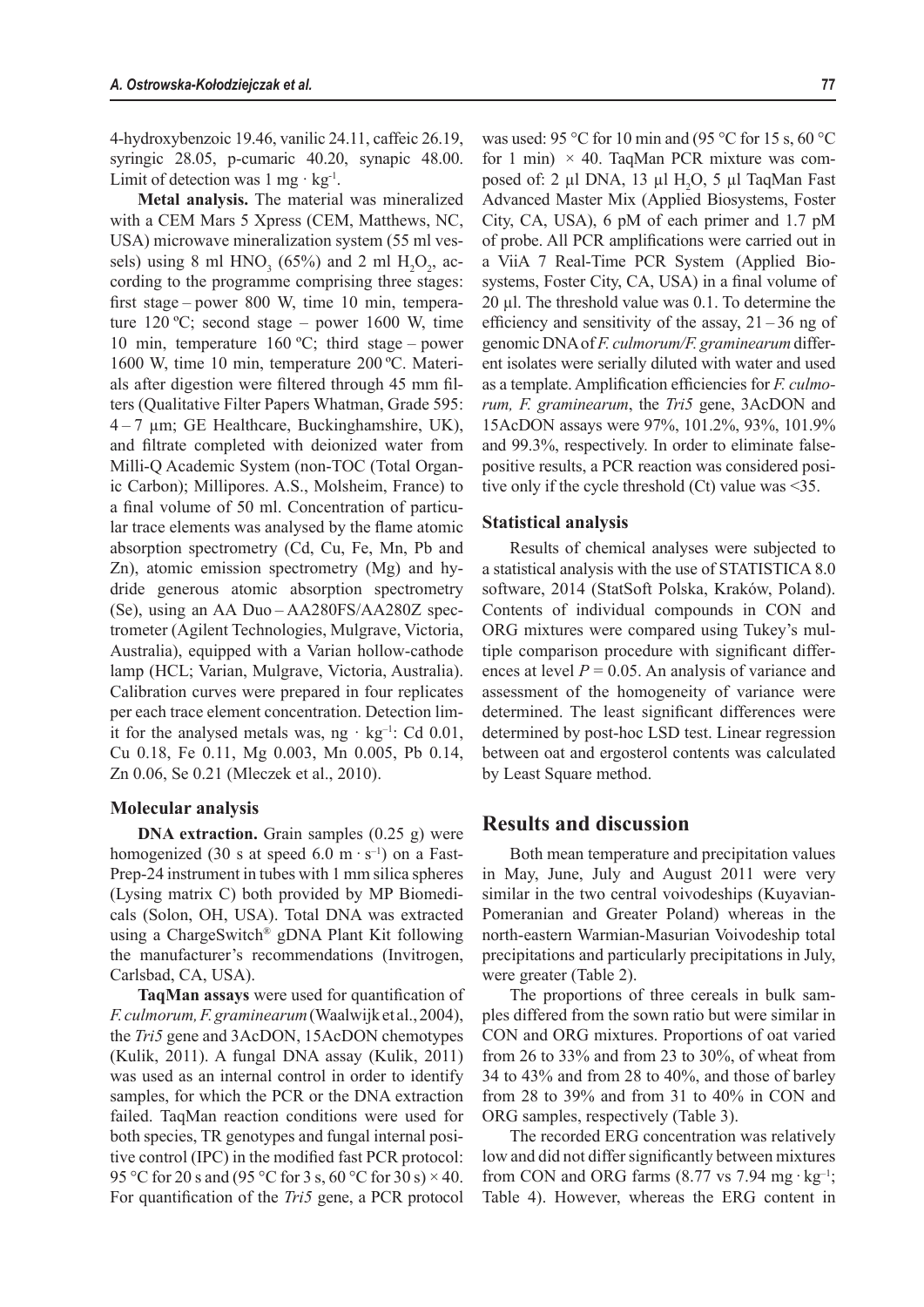4-hydroxybenzoic 19.46, vanilic 24.11, caffeic 26.19, syringic 28.05, p-cumaric 40.20, synapic 48.00. Limit of detection was 1 mg · kg$^{-1}$.

**Metal analysis.** The material was mineralized with a CEM Mars 5 Xpress (CEM, Matthews, NC, USA) microwave mineralization system (55 ml vessels) using 8 ml $HNO_3$ (65%) and 2 ml $H_2O_2$, according to the programme comprising three stages: first stage – power 800 W, time 10 min, temperature 120 ºC; second stage – power 1600 W, time 10 min, temperature 160 ºC; third stage – power 1600 W, time 10 min, temperature 200 ºC. Materials after digestion were filtered through 45 mm filters (Qualitative Filter Papers Whatman, Grade 595: 4 – 7 µm; GE Healthcare, Buckinghamshire, UK), and filtrate completed with deionized water from Milli-Q Academic System (non-TOC (Total Organic Carbon); Millipores. A.S., Molsheim, France) to a final volume of 50 ml. Concentration of particular trace elements was analysed by the flame atomic absorption spectrometry (Cd, Cu, Fe, Mn, Pb and Zn), atomic emission spectrometry (Mg) and hydride generous atomic absorption spectrometry (Se), using an AA Duo – AA280FS/AA280Z spectrometer (Agilent Technologies, Mulgrave, Victoria, Australia), equipped with a Varian hollow-cathode lamp (HCL; Varian, Mulgrave, Victoria, Australia). Calibration curves were prepared in four replicates per each trace element concentration. Detection limit for the analysed metals was, ng · kg$^{-1}$: Cd 0.01, Cu 0.18, Fe 0.11, Mg 0.003, Mn 0.005, Pb 0.14, Zn 0.06, Se 0.21 (Mleczek et al., 2010).

### Molecular analysis

**DNA extraction.** Grain samples (0.25 g) were homogenized (30 s at speed 6.0 m · s$^{-1}$) on a FastPrep-24 instrument in tubes with 1 mm silica spheres (Lysing matrix C) both provided by MP Biomedicals (Solon, OH, USA). Total DNA was extracted using a ChargeSwitch® gDNA Plant Kit following the manufacturer's recommendations (Invitrogen, Carlsbad, CA, USA).

**TaqMan assays** were used for quantification of *F. culmorum, F. graminearum* (Waalwijk et al., 2004), the *Tri5* gene and 3AcDON, 15AcDON chemotypes (Kulik, 2011). A fungal DNA assay (Kulik, 2011) was used as an internal control in order to identify samples, for which the PCR or the DNA extraction failed. TaqMan reaction conditions were used for both species, TR genotypes and fungal internal positive control (IPC) in the modified fast PCR protocol: 95 °C for 20 s and (95 °C for 3 s, 60 °C for 30 s) × 40. For quantification of the *Tri5* gene, a PCR protocol was used: 95 °C for 10 min and (95 °C for 15 s, 60 °C for 1 min) × 40. TaqMan PCR mixture was composed of: 2 µl DNA, 13 µl $H_2O$, 5 µl TaqMan Fast Advanced Master Mix (Applied Biosystems, Foster City, CA, USA), 6 pM of each primer and 1.7 pM of probe. All PCR amplifications were carried out in a ViiA 7 Real-Time PCR System (Applied Biosystems, Foster City, CA, USA) in a final volume of 20 µl. The threshold value was 0.1. To determine the efficiency and sensitivity of the assay, 21 – 36 ng of genomic DNA of *F. culmorum/F. graminearum* different isolates were serially diluted with water and used as a template. Amplification efficiencies for *F. culmorum, F. graminearum*, the *Tri5* gene, 3AcDON and 15AcDON assays were 97%, 101.2%, 93%, 101.9% and 99.3%, respectively. In order to eliminate false-positive results, a PCR reaction was considered positive only if the cycle threshold (Ct) value was <35.

### Statistical analysis

Results of chemical analyses were subjected to a statistical analysis with the use of STATISTICA 8.0 software, 2014 (StatSoft Polska, Kraków, Poland). Contents of individual compounds in CON and ORG mixtures were compared using Tukey's multiple comparison procedure with significant differences at level $P = 0.05$. An analysis of variance and assessment of the homogeneity of variance were determined. The least significant differences were determined by post-hoc LSD test. Linear regression between oat and ergosterol contents was calculated by Least Square method.

## Results and discussion

Both mean temperature and precipitation values in May, June, July and August 2011 were very similar in the two central voivodeships (Kuyavian-Pomeranian and Greater Poland) whereas in the north-eastern Warmian-Masurian Voivodeship total precipitations and particularly precipitations in July, were greater (Table 2).

The proportions of three cereals in bulk samples differed from the sown ratio but were similar in CON and ORG mixtures. Proportions of oat varied from 26 to 33% and from 23 to 30%, of wheat from 34 to 43% and from 28 to 40%, and those of barley from 28 to 39% and from 31 to 40% in CON and ORG samples, respectively (Table 3).

The recorded ERG concentration was relatively low and did not differ significantly between mixtures from CON and ORG farms (8.77 vs 7.94 mg · kg$^{-1}$; Table 4). However, whereas the ERG content in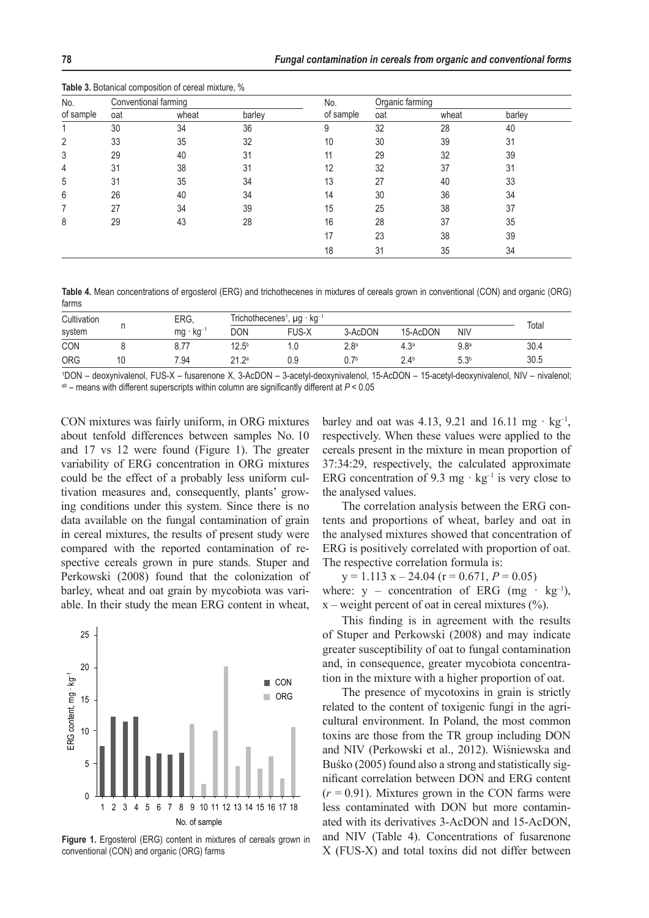**Table 3.** Botanical composition of cereal mixture, %

| No. of sample | Conventional farming | | | No. of sample | Organic farming | | |
|---|---|---|---|---|---|---|---|
| | oat | wheat | barley | | oat | wheat | barley |
| 1 | 30 | 34 | 36 | 9 | 32 | 28 | 40 |
| 2 | 33 | 35 | 32 | 10 | 30 | 39 | 31 |
| 3 | 29 | 40 | 31 | 11 | 29 | 32 | 39 |
| 4 | 31 | 38 | 31 | 12 | 32 | 37 | 31 |
| 5 | 31 | 35 | 34 | 13 | 27 | 40 | 33 |
| 6 | 26 | 40 | 34 | 14 | 30 | 36 | 34 |
| 7 | 27 | 34 | 39 | 15 | 25 | 38 | 37 |
| 8 | 29 | 43 | 28 | 16 | 28 | 37 | 35 |
| | | | | 17 | 23 | 38 | 39 |
| | | | | 18 | 31 | 35 | 34 |

**Table 4.** Mean concentrations of ergosterol (ERG) and trichothecenes in mixtures of cereals grown in conventional (CON) and organic (ORG) farms

| Cultivation system | n | ERG, $mg \cdot kg^{-1}$ | Trichothecenes[1], $\mu g \cdot kg^{-1}$ | | | | | Total |
|---|---|---|---|---|---|---|---|---|
| | | | DON | FUS-X | 3-AcDON | 15-AcDON | NIV | |
| CON | 8 | 8.77 | 12.5[b] | 1.0 | 2.8[a] | 4.3[a] | 9.8[a] | 30.4 |
| ORG | 10 | 7.94 | 21.2[a] | 0.9 | 0.7[b] | 2.4[b] | 5.3[b] | 30.5 |

[1]DON – deoxynivalenol, FUS-X – fusarenone X, 3-AcDON – 3-acetyl-deoxynivalenol, 15-AcDON – 15-acetyl-deoxynivalenol, NIV – nivalenol; [ab] – means with different superscripts within column are significantly different at $P < 0.05$

CON mixtures was fairly uniform, in ORG mixtures about tenfold differences between samples No. 10 and 17 vs 12 were found (Figure 1). The greater variability of ERG concentration in ORG mixtures could be the effect of a probably less uniform cultivation measures and, consequently, plants' growing conditions under this system. Since there is no data available on the fungal contamination of grain in cereal mixtures, the results of present study were compared with the reported contamination of respective cereals grown in pure stands. Stuper and Perkowski (2008) found that the colonization of barley, wheat and oat grain by mycobiota was variable. In their study the mean ERG content in wheat, barley and oat was 4.13, 9.21 and 16.11 $mg \cdot kg^{-1}$, respectively. When these values were applied to the cereals present in the mixture in mean proportion of 37:34:29, respectively, the calculated approximate ERG concentration of 9.3 $mg \cdot kg^{-1}$ is very close to the analysed values.

**Figure 1.** Ergosterol (ERG) content in mixtures of cereals grown in conventional (CON) and organic (ORG) farms

The correlation analysis between the ERG contents and proportions of wheat, barley and oat in the analysed mixtures showed that concentration of ERG is positively correlated with proportion of oat. The respective correlation formula is:

$$y = 1.113\ x - 24.04\ (r = 0.671,\ P = 0.05)$$

where: y – concentration of ERG ($mg \cdot kg^{-1}$), x – weight percent of oat in cereal mixtures (%).

This finding is in agreement with the results of Stuper and Perkowski (2008) and may indicate greater susceptibility of oat to fungal contamination and, in consequence, greater mycobiota concentration in the mixture with a higher proportion of oat.

The presence of mycotoxins in grain is strictly related to the content of toxigenic fungi in the agricultural environment. In Poland, the most common toxins are those from the TR group including DON and NIV (Perkowski et al., 2012). Wiśniewska and Buśko (2005) found also a strong and statistically significant correlation between DON and ERG content ($r = 0.91$). Mixtures grown in the CON farms were less contaminated with DON but more contaminated with its derivatives 3-AcDON and 15-AcDON, and NIV (Table 4). Concentrations of fusarenone X (FUS-X) and total toxins did not differ between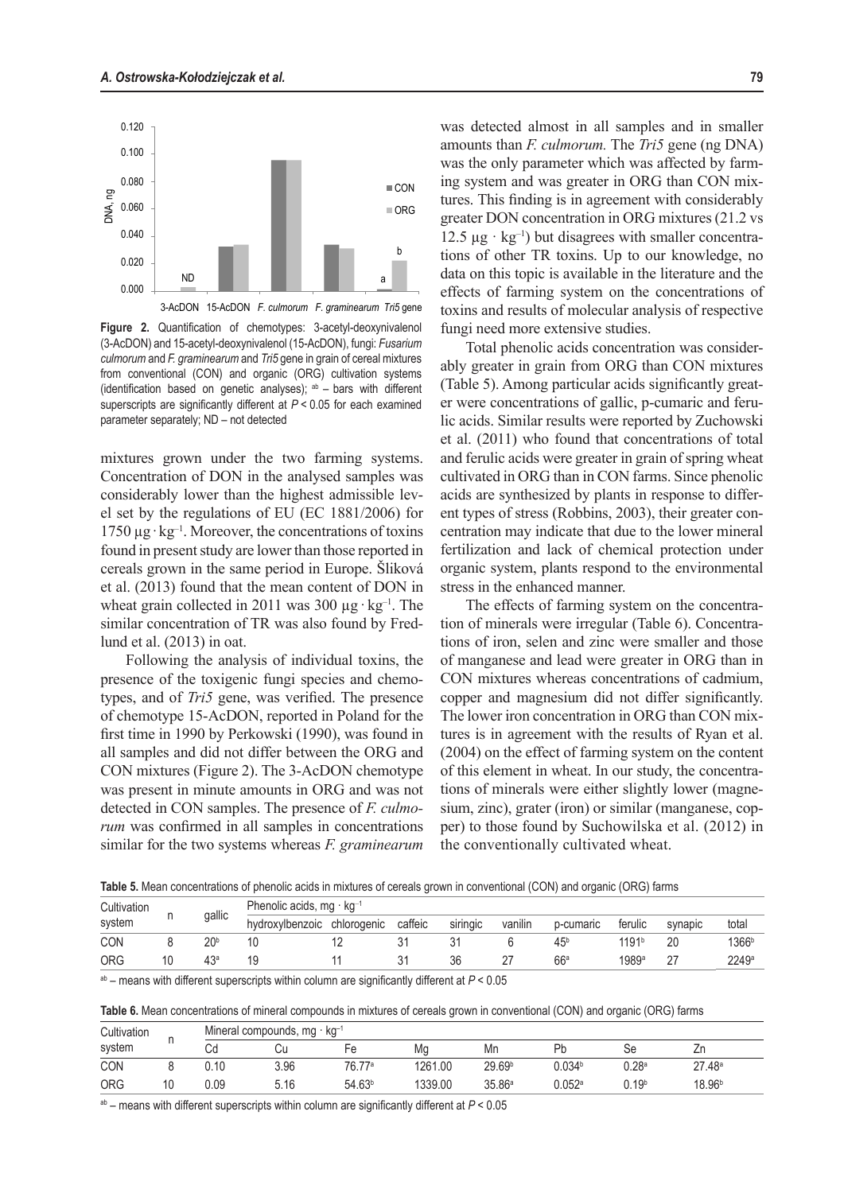**Figure 2.** Quantification of chemotypes: 3-acetyl-deoxynivalenol (3-AcDON) and 15-acetyl-deoxynivalenol (15-AcDON), fungi: *Fusarium culmorum* and *F. graminearum* and *Tri5* gene in grain of cereal mixtures from conventional (CON) and organic (ORG) cultivation systems (identification based on genetic analyses); [ab] – bars with different superscripts are significantly different at $P < 0.05$ for each examined parameter separately; ND – not detected

mixtures grown under the two farming systems. Concentration of DON in the analysed samples was considerably lower than the highest admissible level set by the regulations of EU (EC 1881/2006) for 1750 μg · kg$^{-1}$. Moreover, the concentrations of toxins found in present study are lower than those reported in cereals grown in the same period in Europe. Šliková et al. (2013) found that the mean content of DON in wheat grain collected in 2011 was 300 μg · kg$^{-1}$. The similar concentration of TR was also found by Fredlund et al. (2013) in oat.

Following the analysis of individual toxins, the presence of the toxigenic fungi species and chemotypes, and of *Tri5* gene, was verified. The presence of chemotype 15-AcDON, reported in Poland for the first time in 1990 by Perkowski (1990), was found in all samples and did not differ between the ORG and CON mixtures (Figure 2). The 3-AcDON chemotype was present in minute amounts in ORG and was not detected in CON samples. The presence of *F. culmorum* was confirmed in all samples in concentrations similar for the two systems whereas *F. graminearum* was detected almost in all samples and in smaller amounts than *F. culmorum.* The *Tri5* gene (ng DNA) was the only parameter which was affected by farming system and was greater in ORG than CON mixtures. This finding is in agreement with considerably greater DON concentration in ORG mixtures (21.2 vs 12.5 μg · kg$^{-1}$) but disagrees with smaller concentrations of other TR toxins. Up to our knowledge, no data on this topic is available in the literature and the effects of farming system on the concentrations of toxins and results of molecular analysis of respective fungi need more extensive studies.

Total phenolic acids concentration was considerably greater in grain from ORG than CON mixtures (Table 5). Among particular acids significantly greater were concentrations of gallic, p-cumaric and ferulic acids. Similar results were reported by Zuchowski et al. (2011) who found that concentrations of total and ferulic acids were greater in grain of spring wheat cultivated in ORG than in CON farms. Since phenolic acids are synthesized by plants in response to different types of stress (Robbins, 2003), their greater concentration may indicate that due to the lower mineral fertilization and lack of chemical protection under organic system, plants respond to the environmental stress in the enhanced manner.

The effects of farming system on the concentration of minerals were irregular (Table 6). Concentrations of iron, selen and zinc were smaller and those of manganese and lead were greater in ORG than in CON mixtures whereas concentrations of cadmium, copper and magnesium did not differ significantly. The lower iron concentration in ORG than CON mixtures is in agreement with the results of Ryan et al. (2004) on the effect of farming system on the content of this element in wheat. In our study, the concentrations of minerals were either slightly lower (magnesium, zinc), grater (iron) or similar (manganese, copper) to those found by Suchowilska et al. (2012) in the conventionally cultivated wheat.

**Table 5.** Mean concentrations of phenolic acids in mixtures of cereals grown in conventional (CON) and organic (ORG) farms

| Cultivation system | n | gallic | Phenolic acids, mg · kg$^{-1}$ | | | | | | | | |
|---|---|---|---|---|---|---|---|---|---|---|---|
| | | | hydroxylbenzoic | chlorogenic | caffeic | siringic | vanilin | p-cumaric | ferulic | synapic | total |
| CON | 8 | 20[b] | 10 | 12 | 31 | 31 | 6 | 45[b] | 1191[b] | 20 | 1366[b] |
| ORG | 10 | 43[a] | 19 | 11 | 31 | 36 | 27 | 66[a] | 1989[a] | 27 | 2249[a] |

[ab] – means with different superscripts within column are significantly different at $P < 0.05$

**Table 6.** Mean concentrations of mineral compounds in mixtures of cereals grown in conventional (CON) and organic (ORG) farms

| Cultivation system | n | Mineral compounds, mg · kg$^{-1}$ | | | | | | | |
|---|---|---|---|---|---|---|---|---|---|
| | | Cd | Cu | Fe | Mg | Mn | Pb | Se | Zn |
| CON | 8 | 0.10 | 3.96 | 76.77[a] | 1261.00 | 29.69[b] | 0.034[b] | 0.28[a] | 27.48[a] |
| ORG | 10 | 0.09 | 5.16 | 54.63[b] | 1339.00 | 35.86[a] | 0.052[a] | 0.19[b] | 18.96[b] |

[ab] – means with different superscripts within column are significantly different at $P < 0.05$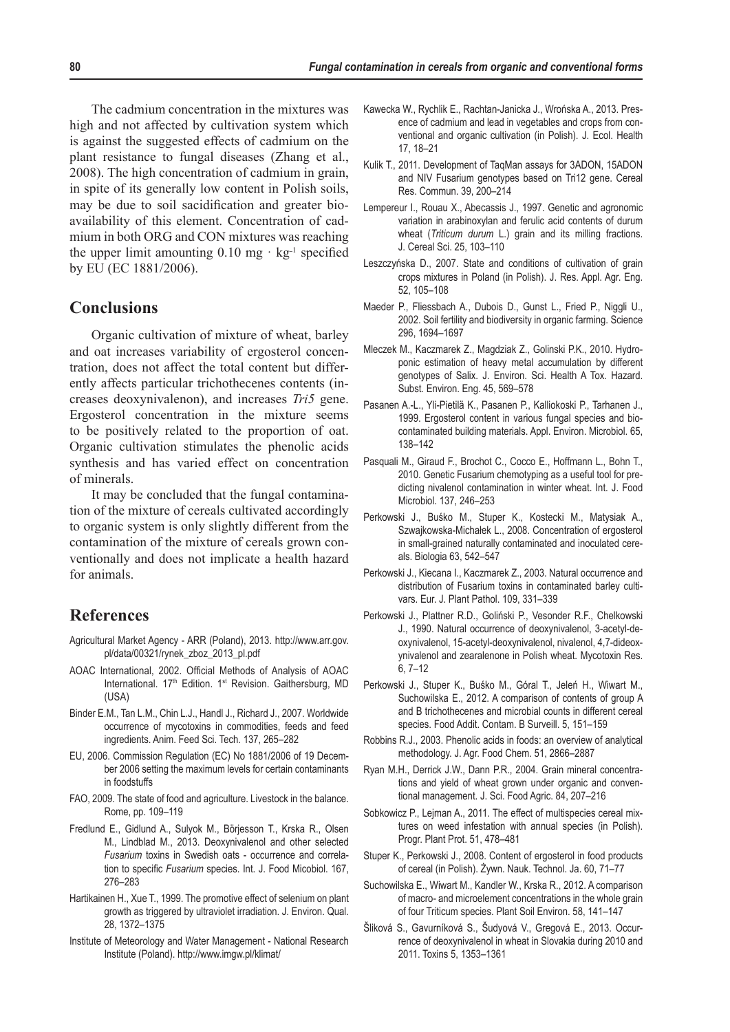The cadmium concentration in the mixtures was high and not affected by cultivation system which is against the suggested effects of cadmium on the plant resistance to fungal diseases (Zhang et al., 2008). The high concentration of cadmium in grain, in spite of its generally low content in Polish soils, may be due to soil sacidification and greater bioavailability of this element. Concentration of cadmium in both ORG and CON mixtures was reaching the upper limit amounting 0.10 mg · kg$^{-1}$ specified by EU (EC 1881/2006).

## Conclusions

Organic cultivation of mixture of wheat, barley and oat increases variability of ergosterol concentration, does not affect the total content but differently affects particular trichothecenes contents (increases deoxynivalenon), and increases *Tri5* gene. Ergosterol concentration in the mixture seems to be positively related to the proportion of oat. Organic cultivation stimulates the phenolic acids synthesis and has varied effect on concentration of minerals.

It may be concluded that the fungal contamination of the mixture of cereals cultivated accordingly to organic system is only slightly different from the contamination of the mixture of cereals grown conventionally and does not implicate a health hazard for animals.

## References

Agricultural Market Agency - ARR (Poland), 2013. http://www.arr.gov.pl/data/00321/rynek_zboz_2013_pl.pdf

AOAC International, 2002. Official Methods of Analysis of AOAC International. 17th Edition. 1st Revision. Gaithersburg, MD (USA)

Binder E.M., Tan L.M., Chin L.J., Handl J., Richard J., 2007. Worldwide occurrence of mycotoxins in commodities, feeds and feed ingredients. Anim. Feed Sci. Tech. 137, 265–282

EU, 2006. Commission Regulation (EC) No 1881/2006 of 19 December 2006 setting the maximum levels for certain contaminants in foodstuffs

FAO, 2009. The state of food and agriculture. Livestock in the balance. Rome, pp. 109–119

Fredlund E., Gidlund A., Sulyok M., Börjesson T., Krska R., Olsen M., Lindblad M., 2013. Deoxynivalenol and other selected *Fusarium* toxins in Swedish oats - occurrence and correlation to specific *Fusarium* species. Int. J. Food Micobiol. 167, 276–283

Hartikainen H., Xue T., 1999. The promotive effect of selenium on plant growth as triggered by ultraviolet irradiation. J. Environ. Qual. 28, 1372–1375

Institute of Meteorology and Water Management - National Research Institute (Poland). http://www.imgw.pl/klimat/

Kawecka W., Rychlik E., Rachtan-Janicka J., Wrońska A., 2013. Presence of cadmium and lead in vegetables and crops from conventional and organic cultivation (in Polish). J. Ecol. Health 17, 18–21

Kulik T., 2011. Development of TaqMan assays for 3ADON, 15ADON and NIV Fusarium genotypes based on Tri12 gene. Cereal Res. Commun. 39, 200–214

Lempereur I., Rouau X., Abecassis J., 1997. Genetic and agronomic variation in arabinoxylan and ferulic acid contents of durum wheat (*Triticum durum* L.) grain and its milling fractions. J. Cereal Sci. 25, 103–110

Leszczyńska D., 2007. State and conditions of cultivation of grain crops mixtures in Poland (in Polish). J. Res. Appl. Agr. Eng. 52, 105–108

Maeder P., Fliessbach A., Dubois D., Gunst L., Fried P., Niggli U., 2002. Soil fertility and biodiversity in organic farming. Science 296, 1694–1697

Mleczek M., Kaczmarek Z., Magdziak Z., Golinski P.K., 2010. Hydroponic estimation of heavy metal accumulation by different genotypes of Salix. J. Environ. Sci. Health A Tox. Hazard. Subst. Environ. Eng. 45, 569–578

Pasanen A.-L., Yli-Pietilä K., Pasanen P., Kalliokoski P., Tarhanen J., 1999. Ergosterol content in various fungal species and biocontaminated building materials. Appl. Environ. Microbiol. 65, 138–142

Pasquali M., Giraud F., Brochot C., Cocco E., Hoffmann L., Bohn T., 2010. Genetic Fusarium chemotyping as a useful tool for predicting nivalenol contamination in winter wheat. Int. J. Food Microbiol. 137, 246–253

Perkowski J., Buśko M., Stuper K., Kostecki M., Matysiak A., Szwajkowska-Michałek L., 2008. Concentration of ergosterol in small-grained naturally contaminated and inoculated cereals. Biologia 63, 542–547

Perkowski J., Kiecana I., Kaczmarek Z., 2003. Natural occurrence and distribution of Fusarium toxins in contaminated barley cultivars. Eur. J. Plant Pathol. 109, 331–339

Perkowski J., Plattner R.D., Goliński P., Vesonder R.F., Chelkowski J., 1990. Natural occurrence of deoxynivalenol, 3-acetyl-deoxynivalenol, 15-acetyl-deoxynivalenol, nivalenol, 4,7-dideoxynivalenol and zearalenone in Polish wheat. Mycotoxin Res. 6, 7–12

Perkowski J., Stuper K., Buśko M., Góral T., Jeleń H., Wiwart M., Suchowilska E., 2012. A comparison of contents of group A and B trichothecenes and microbial counts in different cereal species. Food Addit. Contam. B Surveill. 5, 151–159

Robbins R.J., 2003. Phenolic acids in foods: an overview of analytical methodology. J. Agr. Food Chem. 51, 2866–2887

Ryan M.H., Derrick J.W., Dann P.R., 2004. Grain mineral concentrations and yield of wheat grown under organic and conventional management. J. Sci. Food Agric. 84, 207–216

Sobkowicz P., Lejman A., 2011. The effect of multispecies cereal mixtures on weed infestation with annual species (in Polish). Progr. Plant Prot. 51, 478–481

Stuper K., Perkowski J., 2008. Content of ergosterol in food products of cereal (in Polish). Żywn. Nauk. Technol. Ja. 60, 71–77

Suchowilska E., Wiwart M., Kandler W., Krska R., 2012. A comparison of macro- and microelement concentrations in the whole grain of four Triticum species. Plant Soil Environ. 58, 141–147

Šliková S., Gavurníková S., Šudyová V., Gregová E., 2013. Occurrence of deoxynivalenol in wheat in Slovakia during 2010 and 2011. Toxins 5, 1353–1361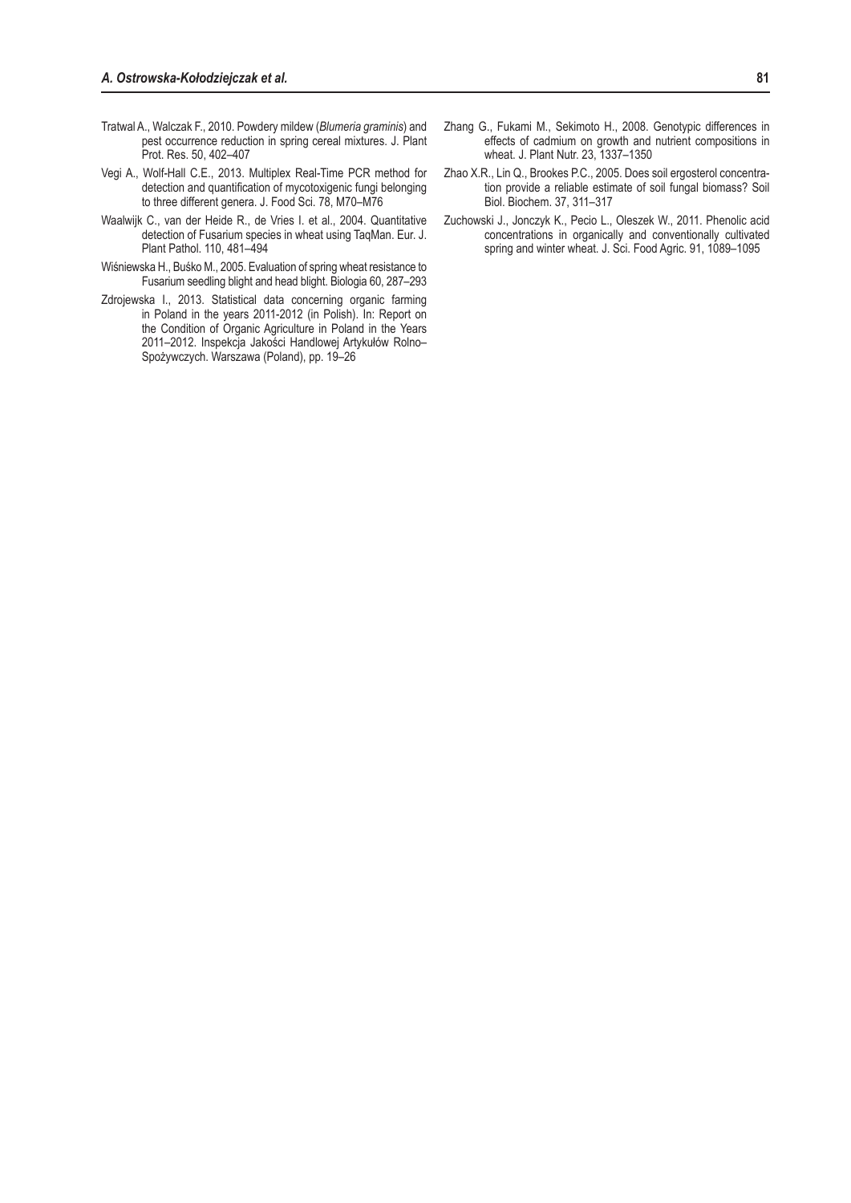Tratwal A., Walczak F., 2010. Powdery mildew (*Blumeria graminis*) and pest occurrence reduction in spring cereal mixtures. J. Plant Prot. Res. 50, 402–407

Vegi A., Wolf-Hall C.E., 2013. Multiplex Real-Time PCR method for detection and quantification of mycotoxigenic fungi belonging to three different genera. J. Food Sci. 78, M70–M76

Waalwijk C., van der Heide R., de Vries I. et al., 2004. Quantitative detection of Fusarium species in wheat using TaqMan. Eur. J. Plant Pathol. 110, 481–494

Wiśniewska H., Buśko M., 2005. Evaluation of spring wheat resistance to Fusarium seedling blight and head blight. Biologia 60, 287–293

Zdrojewska I., 2013. Statistical data concerning organic farming in Poland in the years 2011-2012 (in Polish). In: Report on the Condition of Organic Agriculture in Poland in the Years 2011–2012. Inspekcja Jakości Handlowej Artykułów Rolno–Spożywczych. Warszawa (Poland), pp. 19–26

Zhang G., Fukami M., Sekimoto H., 2008. Genotypic differences in effects of cadmium on growth and nutrient compositions in wheat. J. Plant Nutr. 23, 1337–1350

Zhao X.R., Lin Q., Brookes P.C., 2005. Does soil ergosterol concentration provide a reliable estimate of soil fungal biomass? Soil Biol. Biochem. 37, 311–317

Zuchowski J., Jonczyk K., Pecio L., Oleszek W., 2011. Phenolic acid concentrations in organically and conventionally cultivated spring and winter wheat. J. Sci. Food Agric. 91, 1089–1095